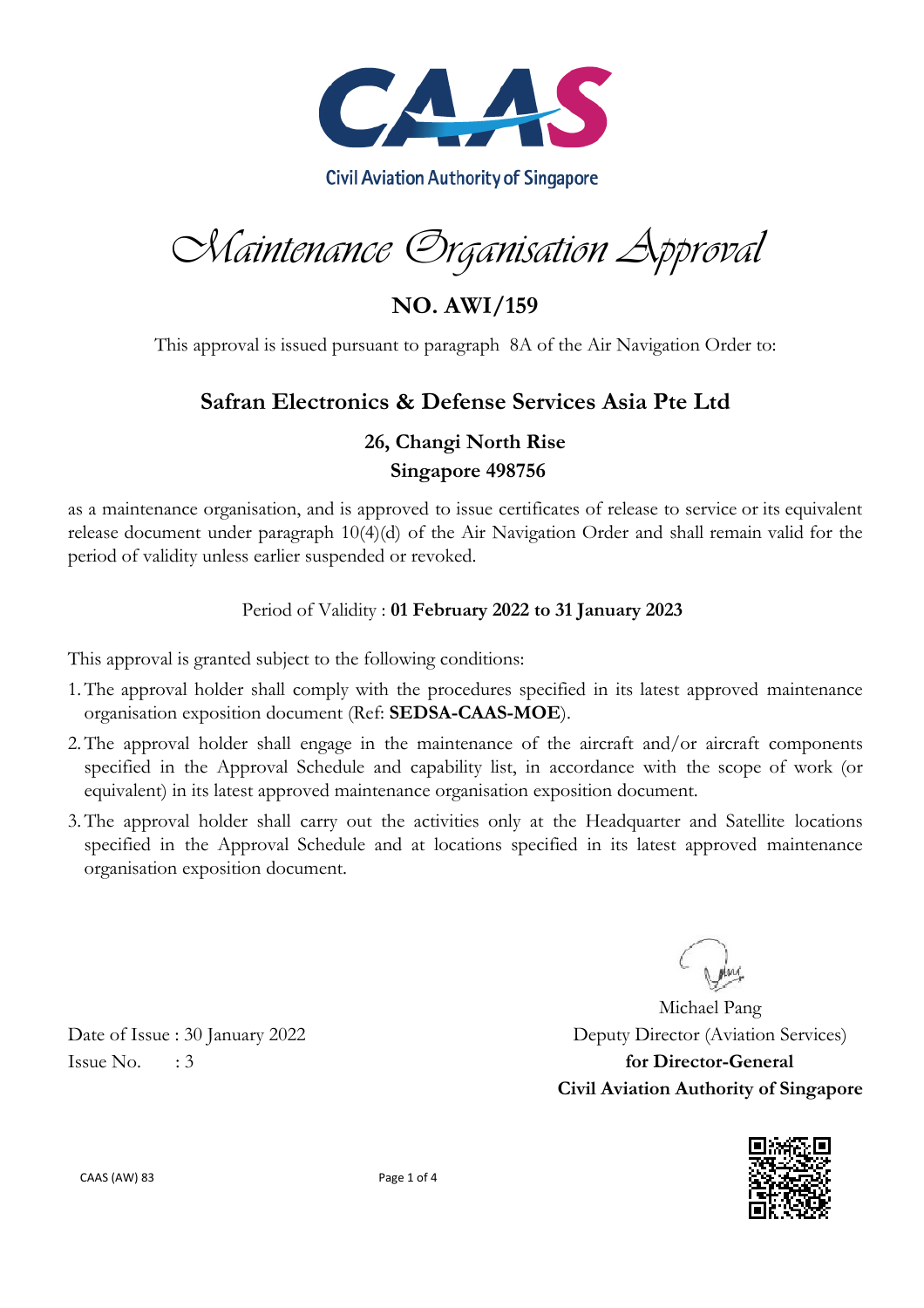Civil Aviation Authority of Singapore

# *Maintenance Organisation Approval*

## NO. AWI/159

This approval is issued pursuant to paragraph 8A of the Air Navigation Order to:

## Safran Electronics & Defense Services Asia Pte Ltd

**26, Changi North Rise**
**Singapore 498756**

as a maintenance organisation, and is approved to issue certificates of release to service or its equivalent release document under paragraph 10(4)(d) of the Air Navigation Order and shall remain valid for the period of validity unless earlier suspended or revoked.

Period of Validity : **01 February 2022 to 31 January 2023**

This approval is granted subject to the following conditions:

1. The approval holder shall comply with the procedures specified in its latest approved maintenance organisation exposition document (Ref: **SEDSA-CAAS-MOE**).
2. The approval holder shall engage in the maintenance of the aircraft and/or aircraft components specified in the Approval Schedule and capability list, in accordance with the scope of work (or equivalent) in its latest approved maintenance organisation exposition document.
3. The approval holder shall carry out the activities only at the Headquarter and Satellite locations specified in the Approval Schedule and at locations specified in its latest approved maintenance organisation exposition document.

Date of Issue : 30 January 2022
Issue No. : 3

Michael Pang
Deputy Director (Aviation Services)
**for Director-General**
**Civil Aviation Authority of Singapore**

CAAS (AW) 83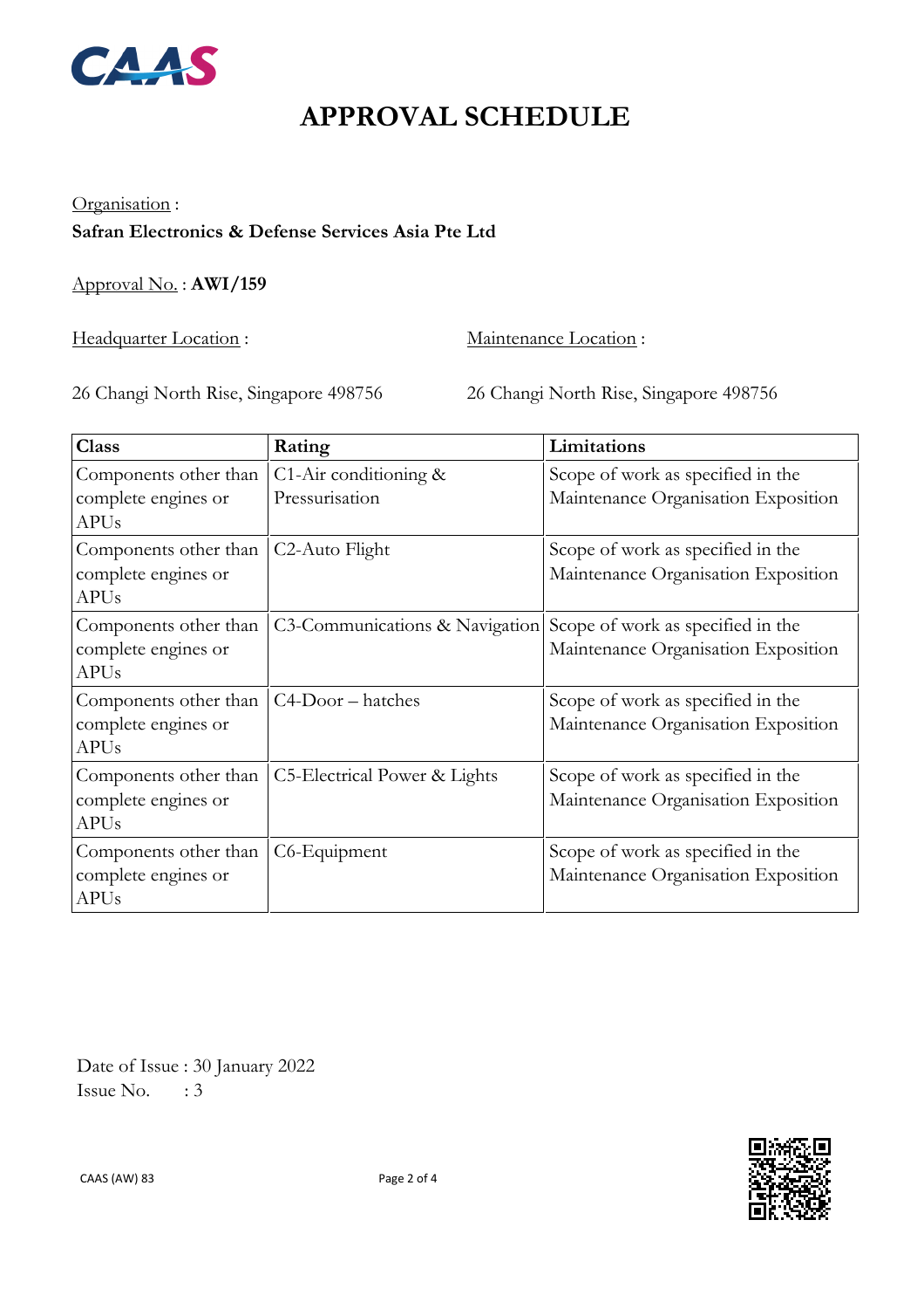# APPROVAL SCHEDULE

Organisation :
**Safran Electronics & Defense Services Asia Pte Ltd**

Approval No. : **AWI/159**

Headquarter Location :

26 Changi North Rise, Singapore 498756

Maintenance Location :

26 Changi North Rise, Singapore 498756

| Class | Rating | Limitations |
|---|---|---|
| Components other than complete engines or APUs | C1-Air conditioning & Pressurisation | Scope of work as specified in the Maintenance Organisation Exposition |
| Components other than complete engines or APUs | C2-Auto Flight | Scope of work as specified in the Maintenance Organisation Exposition |
| Components other than complete engines or APUs | C3-Communications & Navigation | Scope of work as specified in the Maintenance Organisation Exposition |
| Components other than complete engines or APUs | C4-Door – hatches | Scope of work as specified in the Maintenance Organisation Exposition |
| Components other than complete engines or APUs | C5-Electrical Power & Lights | Scope of work as specified in the Maintenance Organisation Exposition |
| Components other than complete engines or APUs | C6-Equipment | Scope of work as specified in the Maintenance Organisation Exposition |

Date of Issue : 30 January 2022
Issue No. : 3

CAAS (AW) 83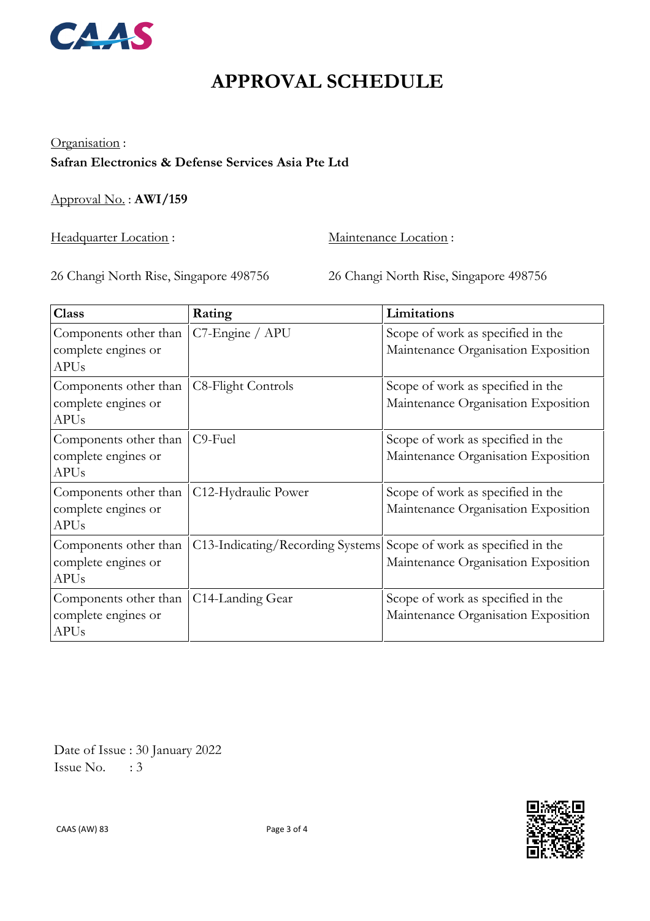# APPROVAL SCHEDULE

Organisation :

**Safran Electronics & Defense Services Asia Pte Ltd**

Approval No. : **AWI/159**

Headquarter Location :

26 Changi North Rise, Singapore 498756

Maintenance Location :

26 Changi North Rise, Singapore 498756

| Class | Rating | Limitations |
| --- | --- | --- |
| Components other than complete engines or APUs | C7-Engine / APU | Scope of work as specified in the Maintenance Organisation Exposition |
| Components other than complete engines or APUs | C8-Flight Controls | Scope of work as specified in the Maintenance Organisation Exposition |
| Components other than complete engines or APUs | C9-Fuel | Scope of work as specified in the Maintenance Organisation Exposition |
| Components other than complete engines or APUs | C12-Hydraulic Power | Scope of work as specified in the Maintenance Organisation Exposition |
| Components other than complete engines or APUs | C13-Indicating/Recording Systems | Scope of work as specified in the Maintenance Organisation Exposition |
| Components other than complete engines or APUs | C14-Landing Gear | Scope of work as specified in the Maintenance Organisation Exposition |

Date of Issue : 30 January 2022

Issue No. : 3

CAAS (AW) 83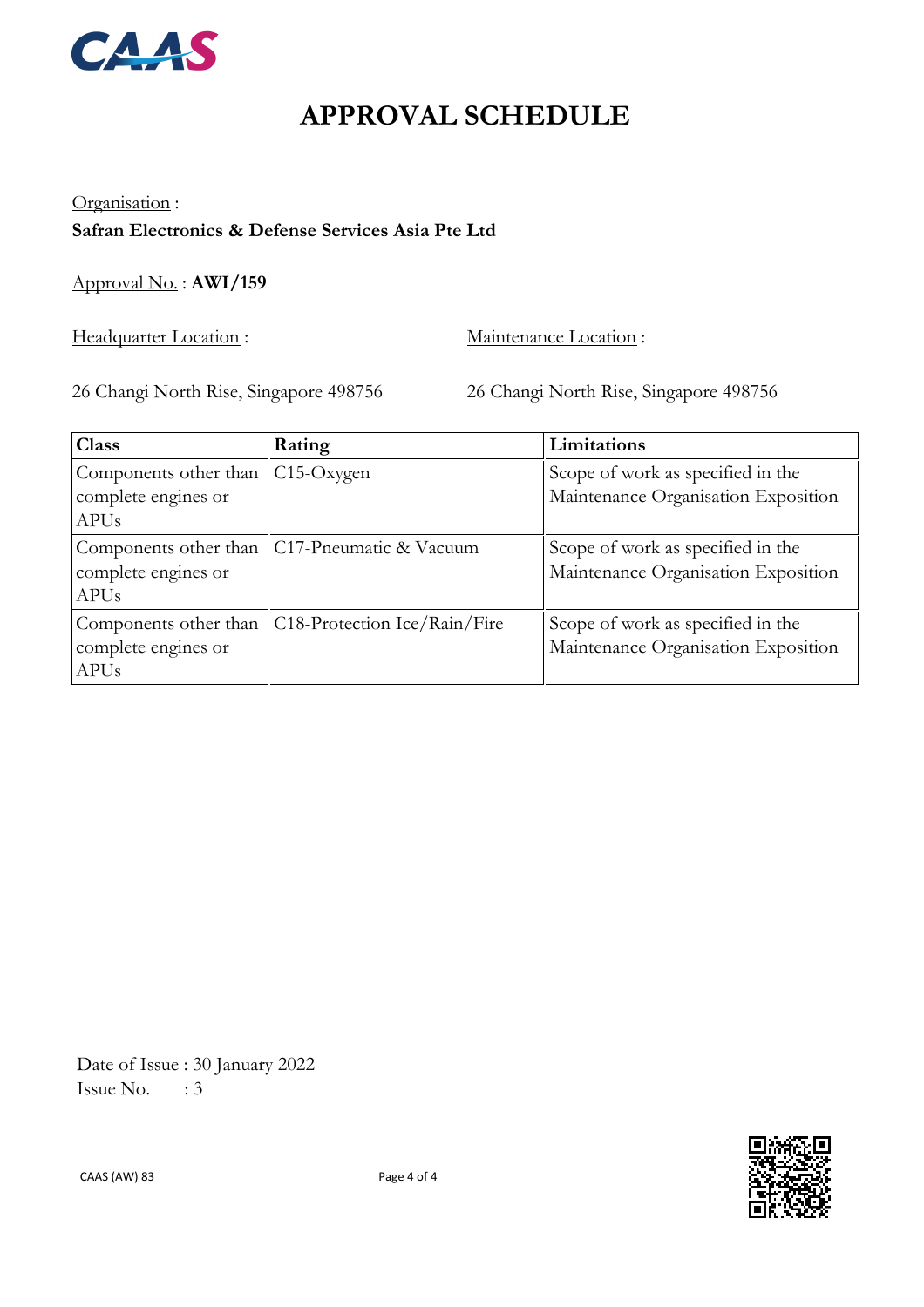# APPROVAL SCHEDULE

Organisation :
**Safran Electronics & Defense Services Asia Pte Ltd**

Approval No. : **AWI/159**

Headquarter Location :

26 Changi North Rise, Singapore 498756

Maintenance Location :

26 Changi North Rise, Singapore 498756

| Class | Rating | Limitations |
|---|---|---|
| Components other than complete engines or APUs | C15-Oxygen | Scope of work as specified in the Maintenance Organisation Exposition |
| Components other than complete engines or APUs | C17-Pneumatic & Vacuum | Scope of work as specified in the Maintenance Organisation Exposition |
| Components other than complete engines or APUs | C18-Protection Ice/Rain/Fire | Scope of work as specified in the Maintenance Organisation Exposition |

Date of Issue : 30 January 2022
Issue No. : 3

CAAS (AW) 83